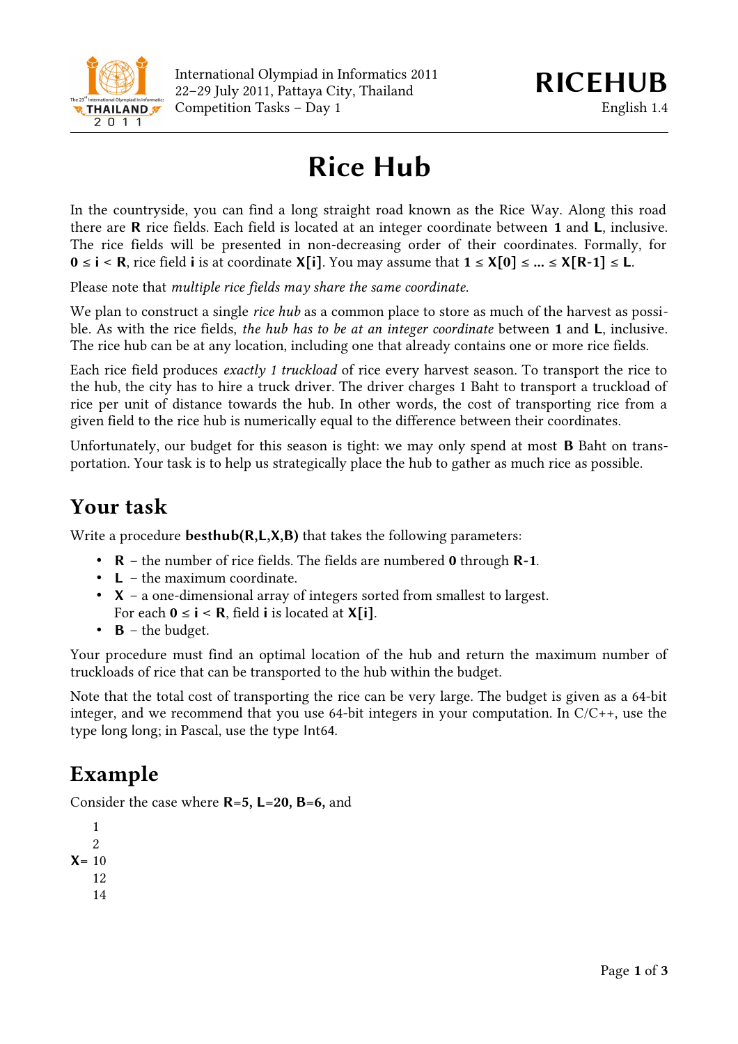International Olympiad in Informatics 2011
22–29 July 2011, Pattaya City, Thailand
Competition Tasks – Day 1

**RICEHUB**
English 1.4

# Rice Hub

In the countryside, you can find a long straight road known as the Rice Way. Along this road there are **R** rice fields. Each field is located at an integer coordinate between **1** and **L**, inclusive. The rice fields will be presented in non-decreasing order of their coordinates. Formally, for **0 ≤ i < R**, rice field **i** is at coordinate **X[i]**. You may assume that **1 ≤ X[0] ≤ ... ≤ X[R-1] ≤ L**.

Please note that *multiple rice fields may share the same coordinate.*

We plan to construct a single *rice hub* as a common place to store as much of the harvest as possible. As with the rice fields, *the hub has to be at an integer coordinate* between **1** and **L**, inclusive. The rice hub can be at any location, including one that already contains one or more rice fields.

Each rice field produces *exactly 1 truckload* of rice every harvest season. To transport the rice to the hub, the city has to hire a truck driver. The driver charges 1 Baht to transport a truckload of rice per unit of distance towards the hub. In other words, the cost of transporting rice from a given field to the rice hub is numerically equal to the difference between their coordinates.

Unfortunately, our budget for this season is tight: we may only spend at most **B** Baht on transportation. Your task is to help us strategically place the hub to gather as much rice as possible.

## Your task

Write a procedure **besthub(R,L,X,B)** that takes the following parameters:

- **R** – the number of rice fields. The fields are numbered **0** through **R-1**.
- **L** – the maximum coordinate.
- **X** – a one-dimensional array of integers sorted from smallest to largest. For each **0 ≤ i < R**, field **i** is located at **X[i]**.
- **B** – the budget.

Your procedure must find an optimal location of the hub and return the maximum number of truckloads of rice that can be transported to the hub within the budget.

Note that the total cost of transporting the rice can be very large. The budget is given as a 64-bit integer, and we recommend that you use 64-bit integers in your computation. In C/C++, use the type long long; in Pascal, use the type Int64.

## Example

Consider the case where **R**=5, **L**=20, **B**=6, and

```
    1
    2
X= 10
    12
    14
```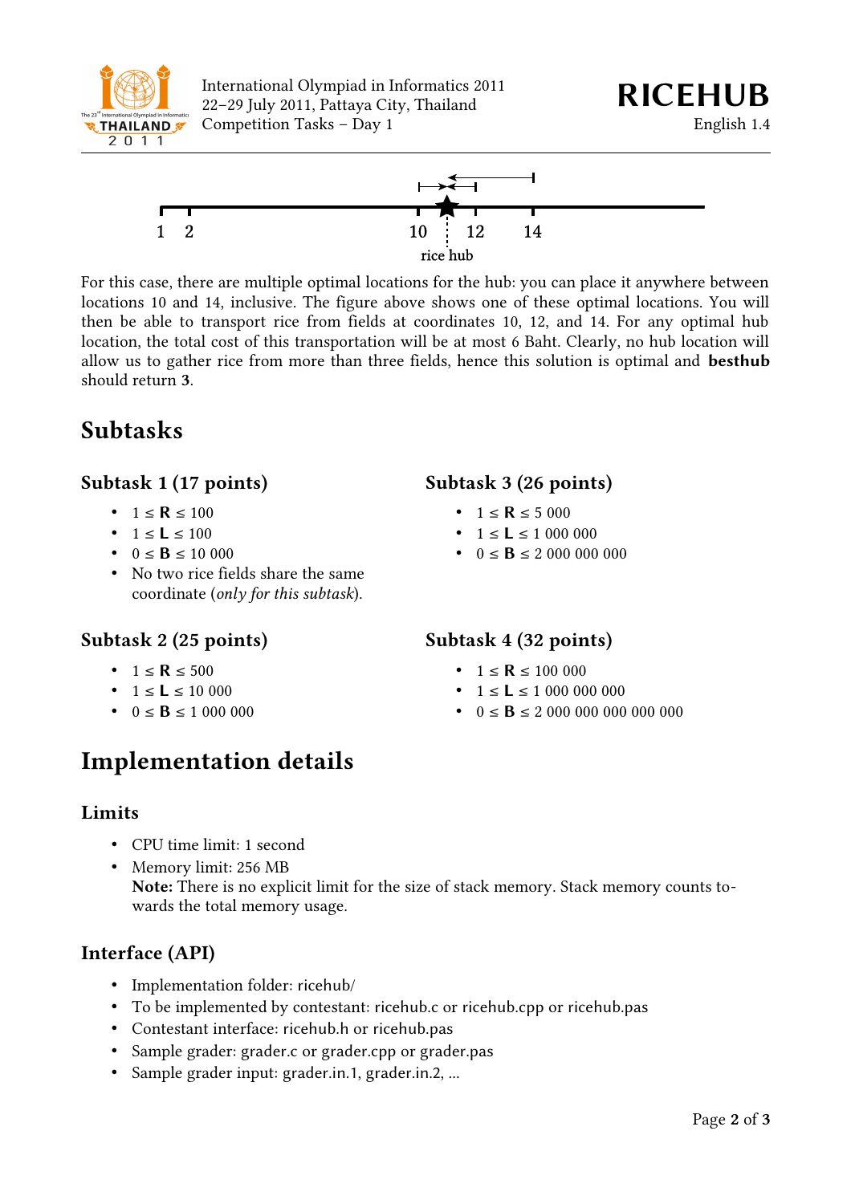For this case, there are multiple optimal locations for the hub: you can place it anywhere between locations 10 and 14, inclusive. The figure above shows one of these optimal locations. You will then be able to transport rice from fields at coordinates 10, 12, and 14. For any optimal hub location, the total cost of this transportation will be at most 6 Baht. Clearly, no hub location will allow us to gather rice from more than three fields, hence this solution is optimal and **besthub** should return **3**.

## Subtasks

### Subtask 1 (17 points)

- 1 ≤ **R** ≤ 100
- 1 ≤ **L** ≤ 100
- 0 ≤ **B** ≤ 10 000
- No two rice fields share the same coordinate (*only for this subtask*).

### Subtask 2 (25 points)

- 1 ≤ **R** ≤ 500
- 1 ≤ **L** ≤ 10 000
- 0 ≤ **B** ≤ 1 000 000

### Subtask 3 (26 points)

- 1 ≤ **R** ≤ 5 000
- 1 ≤ **L** ≤ 1 000 000
- 0 ≤ **B** ≤ 2 000 000 000

### Subtask 4 (32 points)

- 1 ≤ **R** ≤ 100 000
- 1 ≤ **L** ≤ 1 000 000 000
- 0 ≤ **B** ≤ 2 000 000 000 000 000

## Implementation details

### Limits

- CPU time limit: 1 second
- Memory limit: 256 MB  
  **Note:** There is no explicit limit for the size of stack memory. Stack memory counts towards the total memory usage.

### Interface (API)

- Implementation folder: ricehub/
- To be implemented by contestant: ricehub.c or ricehub.cpp or ricehub.pas
- Contestant interface: ricehub.h or ricehub.pas
- Sample grader: grader.c or grader.cpp or grader.pas
- Sample grader input: grader.in.1, grader.in.2, ...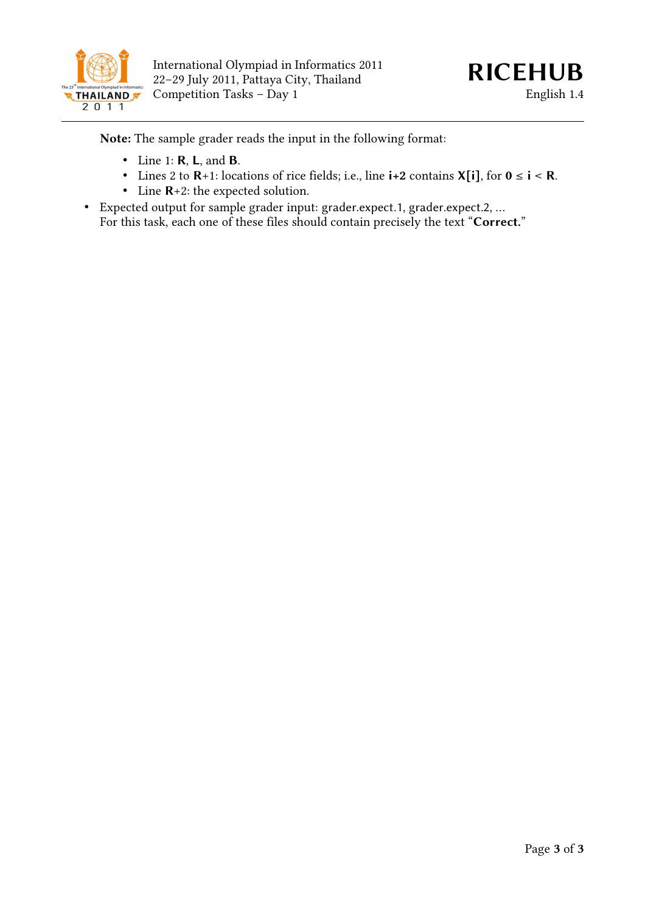**Note:** The sample grader reads the input in the following format:

- Line 1: **R**, **L**, and **B**.
- Lines 2 to **R**+1: locations of rice fields; i.e., line **i+2** contains **X[i]**, for **0** ≤ **i** < **R**.
- Line **R**+2: the expected solution.

- Expected output for sample grader input: grader.expect.1, grader.expect.2, ...
  For this task, each one of these files should contain precisely the text "**Correct.**"